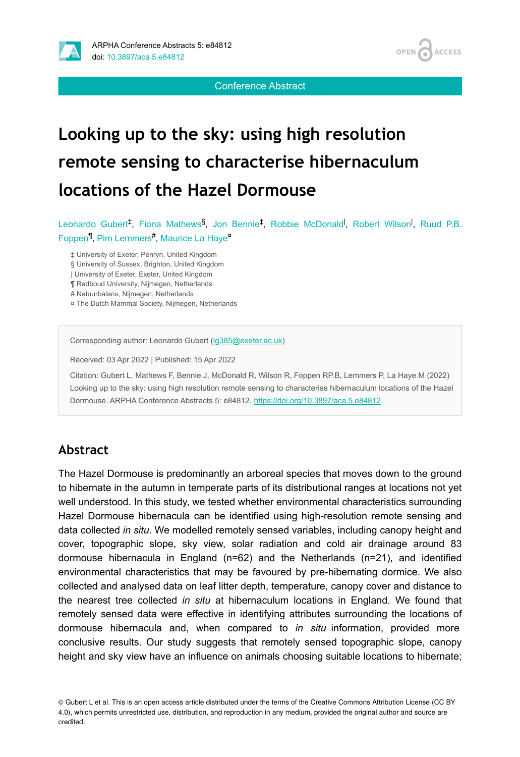Conference Abstract

# Looking up to the sky: using high resolution remote sensing to characterise hibernaculum locations of the Hazel Dormouse

Leonardo Gubert[‡], Fiona Mathews[§], Jon Bennie[‡], Robbie McDonald[|], Robert Wilson[|], Ruud P.B. Foppen[¶], Pim Lemmers[#], Maurice La Haye[¤]

‡ University of Exeter, Penryn, United Kingdom
§ University of Sussex, Brighton, United Kingdom
| University of Exeter, Exeter, United Kingdom
¶ Radboud University, Nijmegen, Netherlands
\# Natuurbalans, Nijmegen, Netherlands
¤ The Dutch Mammal Society, Nijmegen, Netherlands

Corresponding author: Leonardo Gubert (lg385@exeter.ac.uk)

Received: 03 Apr 2022 | Published: 15 Apr 2022

Citation: Gubert L, Mathews F, Bennie J, McDonald R, Wilson R, Foppen RP.B, Lemmers P, La Haye M (2022) Looking up to the sky: using high resolution remote sensing to characterise hibernaculum locations of the Hazel Dormouse. ARPHA Conference Abstracts 5: e84812. https://doi.org/10.3897/aca.5.e84812

## Abstract

The Hazel Dormouse is predominantly an arboreal species that moves down to the ground to hibernate in the autumn in temperate parts of its distributional ranges at locations not yet well understood. In this study, we tested whether environmental characteristics surrounding Hazel Dormouse hibernacula can be identified using high-resolution remote sensing and data collected *in situ*. We modelled remotely sensed variables, including canopy height and cover, topographic slope, sky view, solar radiation and cold air drainage around 83 dormouse hibernacula in England (n=62) and the Netherlands (n=21), and identified environmental characteristics that may be favoured by pre-hibernating dormice. We also collected and analysed data on leaf litter depth, temperature, canopy cover and distance to the nearest tree collected *in situ* at hibernaculum locations in England. We found that remotely sensed data were effective in identifying attributes surrounding the locations of dormouse hibernacula and, when compared to *in situ* information, provided more conclusive results. Our study suggests that remotely sensed topographic slope, canopy height and sky view have an influence on animals choosing suitable locations to hibernate;

© Gubert L et al. This is an open access article distributed under the terms of the Creative Commons Attribution License (CC BY 4.0), which permits unrestricted use, distribution, and reproduction in any medium, provided the original author and source are credited.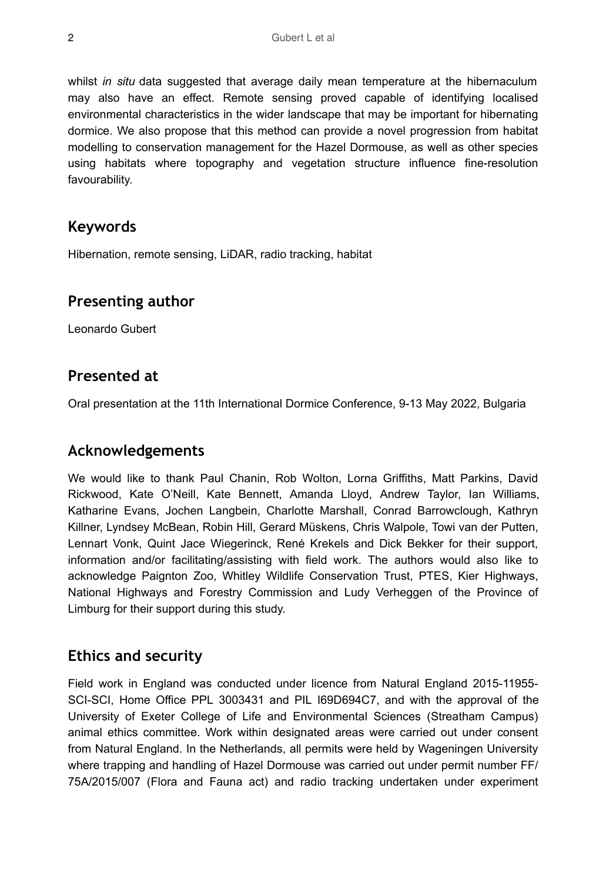whilst *in situ* data suggested that average daily mean temperature at the hibernaculum may also have an effect. Remote sensing proved capable of identifying localised environmental characteristics in the wider landscape that may be important for hibernating dormice. We also propose that this method can provide a novel progression from habitat modelling to conservation management for the Hazel Dormouse, as well as other species using habitats where topography and vegetation structure influence fine-resolution favourability.

## Keywords

Hibernation, remote sensing, LiDAR, radio tracking, habitat

## Presenting author

Leonardo Gubert

## Presented at

Oral presentation at the 11th International Dormice Conference, 9-13 May 2022, Bulgaria

## Acknowledgements

We would like to thank Paul Chanin, Rob Wolton, Lorna Griffiths, Matt Parkins, David Rickwood, Kate O'Neill, Kate Bennett, Amanda Lloyd, Andrew Taylor, Ian Williams, Katharine Evans, Jochen Langbein, Charlotte Marshall, Conrad Barrowclough, Kathryn Killner, Lyndsey McBean, Robin Hill, Gerard Müskens, Chris Walpole, Towi van der Putten, Lennart Vonk, Quint Jace Wiegerinck, René Krekels and Dick Bekker for their support, information and/or facilitating/assisting with field work. The authors would also like to acknowledge Paignton Zoo, Whitley Wildlife Conservation Trust, PTES, Kier Highways, National Highways and Forestry Commission and Ludy Verheggen of the Province of Limburg for their support during this study.

## Ethics and security

Field work in England was conducted under licence from Natural England 2015-11955-SCI-SCI, Home Office PPL 3003431 and PIL I69D694C7, and with the approval of the University of Exeter College of Life and Environmental Sciences (Streatham Campus) animal ethics committee. Work within designated areas were carried out under consent from Natural England. In the Netherlands, all permits were held by Wageningen University where trapping and handling of Hazel Dormouse was carried out under permit number FF/75A/2015/007 (Flora and Fauna act) and radio tracking undertaken under experiment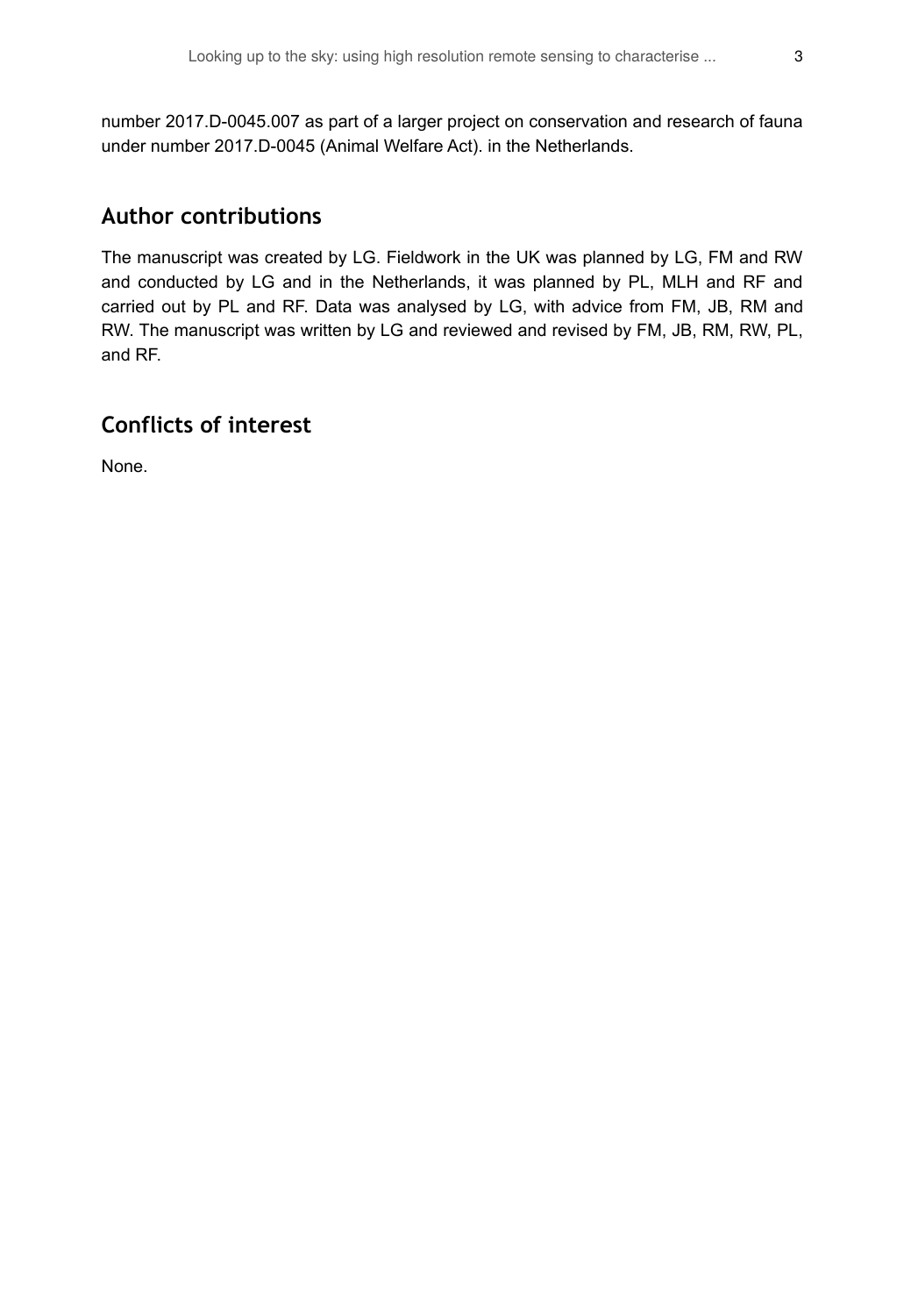number 2017.D-0045.007 as part of a larger project on conservation and research of fauna under number 2017.D-0045 (Animal Welfare Act). in the Netherlands.

## Author contributions

The manuscript was created by LG. Fieldwork in the UK was planned by LG, FM and RW and conducted by LG and in the Netherlands, it was planned by PL, MLH and RF and carried out by PL and RF. Data was analysed by LG, with advice from FM, JB, RM and RW. The manuscript was written by LG and reviewed and revised by FM, JB, RM, RW, PL, and RF.

## Conflicts of interest

None.